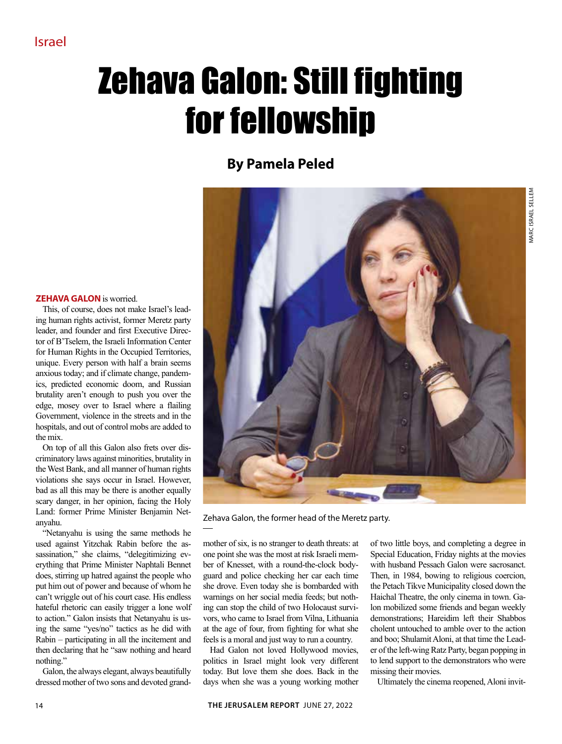Israel

# Zehava Galon: Still fighting for fellowship

## By Pamela Peled

Zehava Galon, the former head of the Meretz party.

**ZEHAVA GALON** is worried.

This, of course, does not make Israel's leading human rights activist, former Meretz party leader, and founder and first Executive Director of B'Tselem, the Israeli Information Center for Human Rights in the Occupied Territories, unique. Every person with half a brain seems anxious today; and if climate change, pandemics, predicted economic doom, and Russian brutality aren't enough to push you over the edge, mosey over to Israel where a flailing Government, violence in the streets and in the hospitals, and out of control mobs are added to the mix.

On top of all this Galon also frets over discriminatory laws against minorities, brutality in the West Bank, and all manner of human rights violations she says occur in Israel. However, bad as all this may be there is another equally scary danger, in her opinion, facing the Holy Land: former Prime Minister Benjamin Netanyahu.

"Netanyahu is using the same methods he used against Yitzchak Rabin before the assassination," she claims, "delegitimizing everything that Prime Minister Naphtali Bennet does, stirring up hatred against the people who put him out of power and because of whom he can't wriggle out of his court case. His endless hateful rhetoric can easily trigger a lone wolf to action." Galon insists that Netanyahu is using the same "yes/no" tactics as he did with Rabin – participating in all the incitement and then declaring that he "saw nothing and heard nothing."

Galon, the always elegant, always beautifully dressed mother of two sons and devoted grandmother of six, is no stranger to death threats: at one point she was the most at risk Israeli member of Knesset, with a round-the-clock bodyguard and police checking her car each time she drove. Even today she is bombarded with warnings on her social media feeds; but nothing can stop the child of two Holocaust survivors, who came to Israel from Vilna, Lithuania at the age of four, from fighting for what she feels is a moral and just way to run a country.

Had Galon not loved Hollywood movies, politics in Israel might look very different today. But love them she does. Back in the days when she was a young working mother of two little boys, and completing a degree in Special Education, Friday nights at the movies with husband Pessach Galon were sacrosanct. Then, in 1984, bowing to religious coercion, the Petach Tikve Municipality closed down the Haichal Theatre, the only cinema in town. Galon mobilized some friends and began weekly demonstrations; Hareidim left their Shabbos cholent untouched to amble over to the action and boo; Shulamit Aloni, at that time the Leader of the left-wing Ratz Party, began popping in to lend support to the demonstrators who were missing their movies.

Ultimately the cinema reopened, Aloni invit-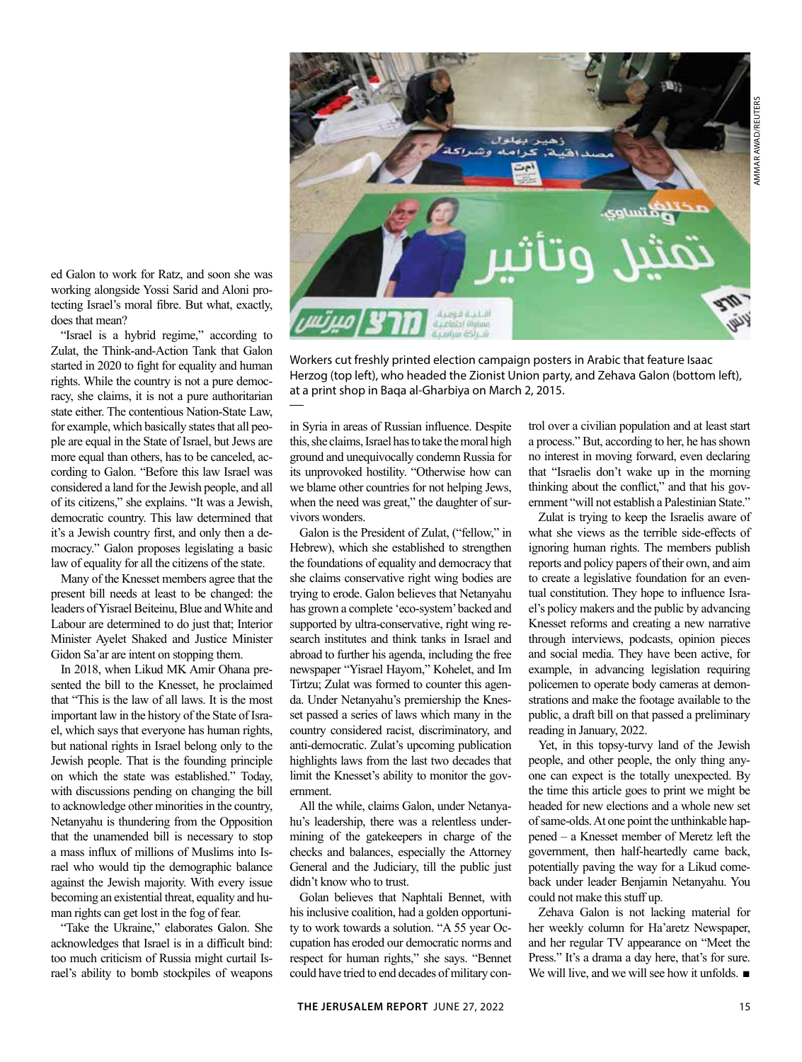ed Galon to work for Ratz, and soon she was working alongside Yossi Sarid and Aloni protecting Israel's moral fibre. But what, exactly, does that mean?

"Israel is a hybrid regime," according to Zulat, the Think-and-Action Tank that Galon started in 2020 to fight for equality and human rights. While the country is not a pure democracy, she claims, it is not a pure authoritarian state either. The contentious Nation-State Law, for example, which basically states that all people are equal in the State of Israel, but Jews are more equal than others, has to be canceled, according to Galon. "Before this law Israel was considered a land for the Jewish people, and all of its citizens," she explains. "It was a Jewish, democratic country. This law determined that it's a Jewish country first, and only then a democracy." Galon proposes legislating a basic law of equality for all the citizens of the state.

Many of the Knesset members agree that the present bill needs at least to be changed: the leaders of Yisrael Beiteinu, Blue and White and Labour are determined to do just that; Interior Minister Ayelet Shaked and Justice Minister Gidon Sa'ar are intent on stopping them.

In 2018, when Likud MK Amir Ohana presented the bill to the Knesset, he proclaimed that "This is the law of all laws. It is the most important law in the history of the State of Israel, which says that everyone has human rights, but national rights in Israel belong only to the Jewish people. That is the founding principle on which the state was established." Today, with discussions pending on changing the bill to acknowledge other minorities in the country, Netanyahu is thundering from the Opposition that the unamended bill is necessary to stop a mass influx of millions of Muslims into Israel who would tip the demographic balance against the Jewish majority. With every issue becoming an existential threat, equality and human rights can get lost in the fog of fear.

"Take the Ukraine," elaborates Galon. She acknowledges that Israel is in a difficult bind: too much criticism of Russia might curtail Israel's ability to bomb stockpiles of weapons in Syria in areas of Russian influence. Despite this, she claims, Israel has to take the moral high ground and unequivocally condemn Russia for its unprovoked hostility. "Otherwise how can we blame other countries for not helping Jews, when the need was great," the daughter of survivors wonders.

Workers cut freshly printed election campaign posters in Arabic that feature Isaac Herzog (top left), who headed the Zionist Union party, and Zehava Galon (bottom left), at a print shop in Baqa al-Gharbiya on March 2, 2015.

AMMAR AWAD/REUTERS

Galon is the President of Zulat, ("fellow," in Hebrew), which she established to strengthen the foundations of equality and democracy that she claims conservative right wing bodies are trying to erode. Galon believes that Netanyahu has grown a complete 'eco-system' backed and supported by ultra-conservative, right wing research institutes and think tanks in Israel and abroad to further his agenda, including the free newspaper "Yisrael Hayom," Kohelet, and Im Tirtzu; Zulat was formed to counter this agenda. Under Netanyahu's premiership the Knesset passed a series of laws which many in the country considered racist, discriminatory, and anti-democratic. Zulat's upcoming publication highlights laws from the last two decades that limit the Knesset's ability to monitor the government.

All the while, claims Galon, under Netanyahu's leadership, there was a relentless undermining of the gatekeepers in charge of the checks and balances, especially the Attorney General and the Judiciary, till the public just didn't know who to trust.

Golan believes that Naphtali Bennet, with his inclusive coalition, had a golden opportunity to work towards a solution. "A 55 year Occupation has eroded our democratic norms and respect for human rights," she says. "Bennet could have tried to end decades of military control over a civilian population and at least start a process." But, according to her, he has shown no interest in moving forward, even declaring that "Israelis don't wake up in the morning thinking about the conflict," and that his government "will not establish a Palestinian State."

Zulat is trying to keep the Israelis aware of what she views as the terrible side-effects of ignoring human rights. The members publish reports and policy papers of their own, and aim to create a legislative foundation for an eventual constitution. They hope to influence Israel's policy makers and the public by advancing Knesset reforms and creating a new narrative through interviews, podcasts, opinion pieces and social media. They have been active, for example, in advancing legislation requiring policemen to operate body cameras at demonstrations and make the footage available to the public, a draft bill on that passed a preliminary reading in January, 2022.

Yet, in this topsy-turvy land of the Jewish people, and other people, the only thing anyone can expect is the totally unexpected. By the time this article goes to print we might be headed for new elections and a whole new set of same-olds. At one point the unthinkable happened – a Knesset member of Meretz left the government, then half-heartedly came back, potentially paving the way for a Likud comeback under leader Benjamin Netanyahu. You could not make this stuff up.

Zehava Galon is not lacking material for her weekly column for Ha'aretz Newspaper, and her regular TV appearance on "Meet the Press." It's a drama a day here, that's for sure. We will live, and we will see how it unfolds. ■